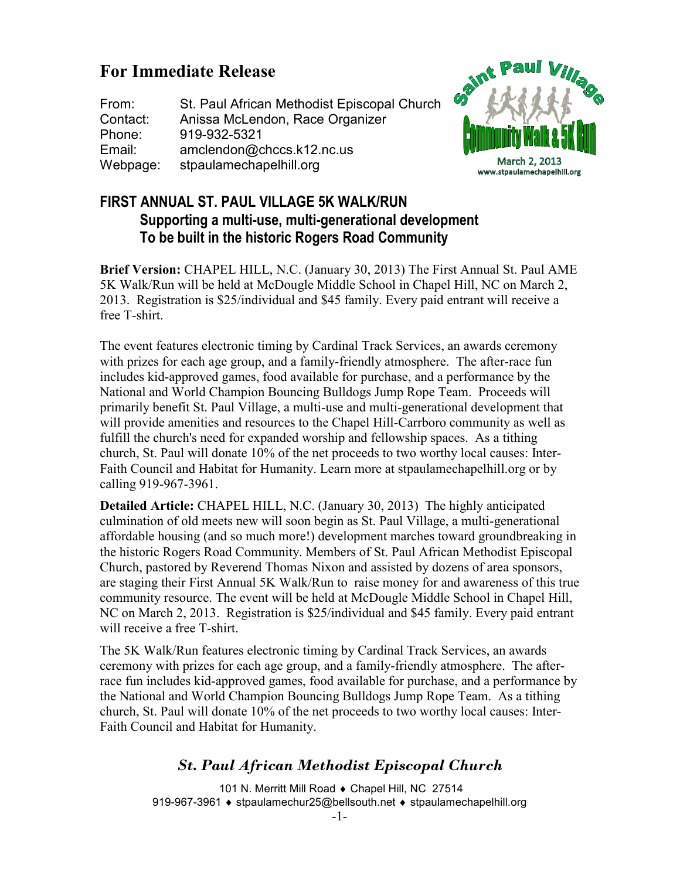# For Immediate Release

From: St. Paul African Methodist Episcopal Church
Contact: Anissa McLendon, Race Organizer
Phone: 919-932-5321
Email: amclendon@chccs.k12.nc.us
Webpage: stpaulamechapelhill.org

Saint Paul Village Community Walk & 5K Run
March 2, 2013
www.stpaulamechapelhill.org

## FIRST ANNUAL ST. PAUL VILLAGE 5K WALK/RUN

### Supporting a multi-use, multi-generational development To be built in the historic Rogers Road Community

**Brief Version:** CHAPEL HILL, N.C. (January 30, 2013) The First Annual St. Paul AME 5K Walk/Run will be held at McDougle Middle School in Chapel Hill, NC on March 2, 2013. Registration is $25/individual and $45 family. Every paid entrant will receive a free T-shirt.

The event features electronic timing by Cardinal Track Services, an awards ceremony with prizes for each age group, and a family-friendly atmosphere. The after-race fun includes kid-approved games, food available for purchase, and a performance by the National and World Champion Bouncing Bulldogs Jump Rope Team. Proceeds will primarily benefit St. Paul Village, a multi-use and multi-generational development that will provide amenities and resources to the Chapel Hill-Carrboro community as well as fulfill the church's need for expanded worship and fellowship spaces. As a tithing church, St. Paul will donate 10% of the net proceeds to two worthy local causes: Inter-Faith Council and Habitat for Humanity. Learn more at stpaulamechapelhill.org or by calling 919-967-3961.

**Detailed Article:** CHAPEL HILL, N.C. (January 30, 2013) The highly anticipated culmination of old meets new will soon begin as St. Paul Village, a multi-generational affordable housing (and so much more!) development marches toward groundbreaking in the historic Rogers Road Community. Members of St. Paul African Methodist Episcopal Church, pastored by Reverend Thomas Nixon and assisted by dozens of area sponsors, are staging their First Annual 5K Walk/Run to raise money for and awareness of this true community resource. The event will be held at McDougle Middle School in Chapel Hill, NC on March 2, 2013. Registration is $25/individual and $45 family. Every paid entrant will receive a free T-shirt.

The 5K Walk/Run features electronic timing by Cardinal Track Services, an awards ceremony with prizes for each age group, and a family-friendly atmosphere. The after-race fun includes kid-approved games, food available for purchase, and a performance by the National and World Champion Bouncing Bulldogs Jump Rope Team. As a tithing church, St. Paul will donate 10% of the net proceeds to two worthy local causes: Inter-Faith Council and Habitat for Humanity.

***St. Paul African Methodist Episcopal Church***

101 N. Merritt Mill Road ♦ Chapel Hill, NC 27514
919-967-3961 ♦ stpaulamechur25@bellsouth.net ♦ stpaulamechapelhill.org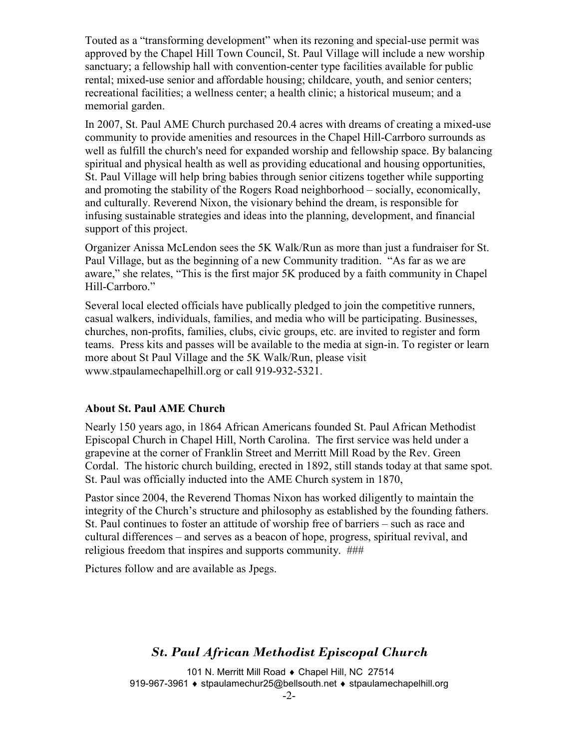Touted as a "transforming development" when its rezoning and special-use permit was approved by the Chapel Hill Town Council, St. Paul Village will include a new worship sanctuary; a fellowship hall with convention-center type facilities available for public rental; mixed-use senior and affordable housing; childcare, youth, and senior centers; recreational facilities; a wellness center; a health clinic; a historical museum; and a memorial garden.

In 2007, St. Paul AME Church purchased 20.4 acres with dreams of creating a mixed-use community to provide amenities and resources in the Chapel Hill-Carrboro surrounds as well as fulfill the church's need for expanded worship and fellowship space. By balancing spiritual and physical health as well as providing educational and housing opportunities, St. Paul Village will help bring babies through senior citizens together while supporting and promoting the stability of the Rogers Road neighborhood – socially, economically, and culturally. Reverend Nixon, the visionary behind the dream, is responsible for infusing sustainable strategies and ideas into the planning, development, and financial support of this project.

Organizer Anissa McLendon sees the 5K Walk/Run as more than just a fundraiser for St. Paul Village, but as the beginning of a new Community tradition. "As far as we are aware," she relates, "This is the first major 5K produced by a faith community in Chapel Hill-Carrboro."

Several local elected officials have publically pledged to join the competitive runners, casual walkers, individuals, families, and media who will be participating. Businesses, churches, non-profits, families, clubs, civic groups, etc. are invited to register and form teams. Press kits and passes will be available to the media at sign-in. To register or learn more about St Paul Village and the 5K Walk/Run, please visit www.stpaulamechapelhill.org or call 919-932-5321.

**About St. Paul AME Church**

Nearly 150 years ago, in 1864 African Americans founded St. Paul African Methodist Episcopal Church in Chapel Hill, North Carolina. The first service was held under a grapevine at the corner of Franklin Street and Merritt Mill Road by the Rev. Green Cordal. The historic church building, erected in 1892, still stands today at that same spot. St. Paul was officially inducted into the AME Church system in 1870,

Pastor since 2004, the Reverend Thomas Nixon has worked diligently to maintain the integrity of the Church's structure and philosophy as established by the founding fathers. St. Paul continues to foster an attitude of worship free of barriers – such as race and cultural differences – and serves as a beacon of hope, progress, spiritual revival, and religious freedom that inspires and supports community. ###

Pictures follow and are available as Jpegs.

***St. Paul African Methodist Episcopal Church***

101 N. Merritt Mill Road ♦ Chapel Hill, NC 27514
919-967-3961 ♦ stpaulamechur25@bellsouth.net ♦ stpaulamechapelhill.org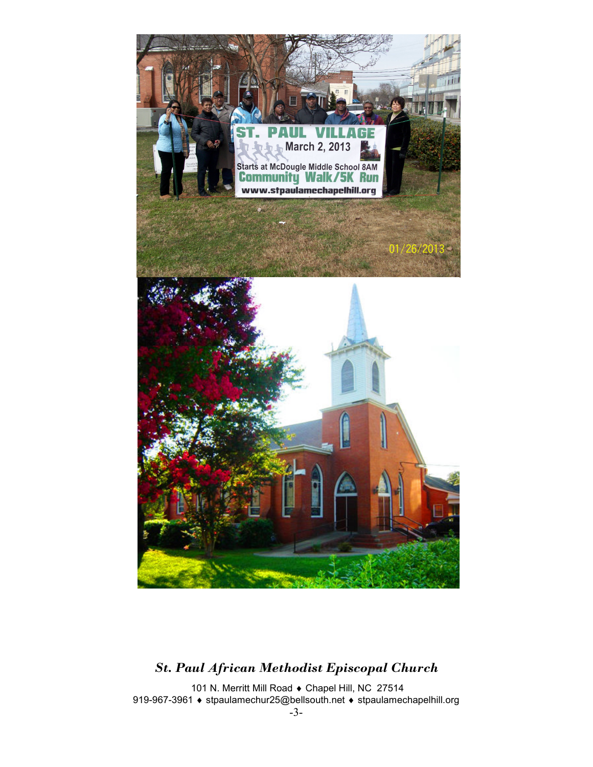***St. Paul African Methodist Episcopal Church***

101 N. Merritt Mill Road ♦ Chapel Hill, NC 27514
919-967-3961 ♦ stpaulamechur25@bellsouth.net ♦ stpaulamechapelhill.org